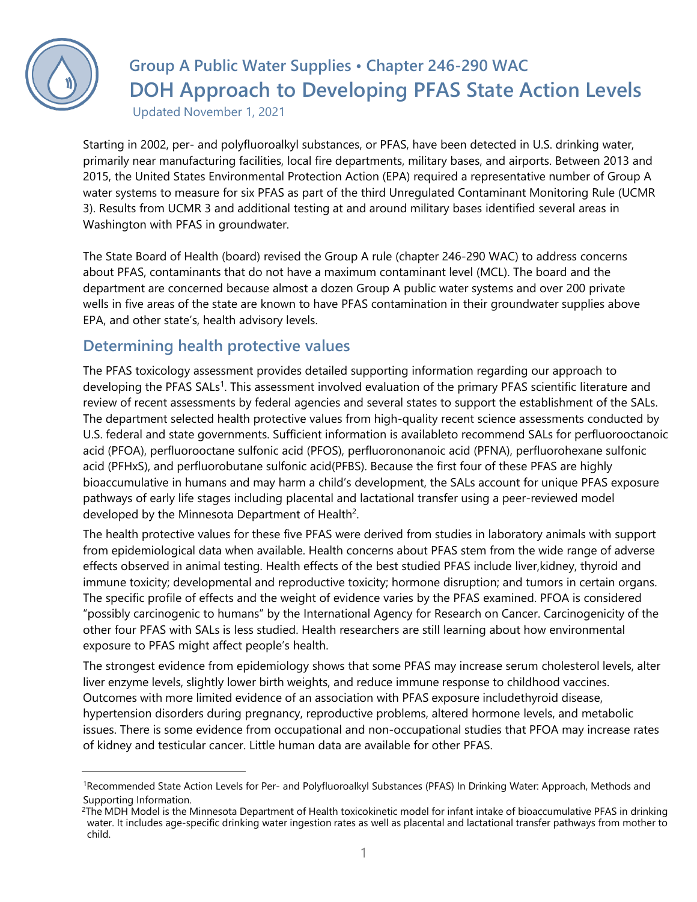## Group A Public Water Supplies • Chapter 246-290 WAC

# DOH Approach to Developing PFAS State Action Levels

Updated November 1, 2021

Starting in 2002, per- and polyfluoroalkyl substances, or PFAS, have been detected in U.S. drinking water, primarily near manufacturing facilities, local fire departments, military bases, and airports. Between 2013 and 2015, the United States Environmental Protection Action (EPA) required a representative number of Group A water systems to measure for six PFAS as part of the third Unregulated Contaminant Monitoring Rule (UCMR 3). Results from UCMR 3 and additional testing at and around military bases identified several areas in Washington with PFAS in groundwater.

The State Board of Health (board) revised the Group A rule (chapter 246-290 WAC) to address concerns about PFAS, contaminants that do not have a maximum contaminant level (MCL). The board and the department are concerned because almost a dozen Group A public water systems and over 200 private wells in five areas of the state are known to have PFAS contamination in their groundwater supplies above EPA, and other state's, health advisory levels.

## Determining health protective values

The PFAS toxicology assessment provides detailed supporting information regarding our approach to developing the PFAS SALs[1]. This assessment involved evaluation of the primary PFAS scientific literature and review of recent assessments by federal agencies and several states to support the establishment of the SALs. The department selected health protective values from high-quality recent science assessments conducted by U.S. federal and state governments. Sufficient information is availableto recommend SALs for perfluorooctanoic acid (PFOA), perfluorooctane sulfonic acid (PFOS), perfluorononanoic acid (PFNA), perfluorohexane sulfonic acid (PFHxS), and perfluorobutane sulfonic acid(PFBS). Because the first four of these PFAS are highly bioaccumulative in humans and may harm a child's development, the SALs account for unique PFAS exposure pathways of early life stages including placental and lactational transfer using a peer-reviewed model developed by the Minnesota Department of Health[2].

The health protective values for these five PFAS were derived from studies in laboratory animals with support from epidemiological data when available. Health concerns about PFAS stem from the wide range of adverse effects observed in animal testing. Health effects of the best studied PFAS include liver,kidney, thyroid and immune toxicity; developmental and reproductive toxicity; hormone disruption; and tumors in certain organs. The specific profile of effects and the weight of evidence varies by the PFAS examined. PFOA is considered "possibly carcinogenic to humans" by the International Agency for Research on Cancer. Carcinogenicity of the other four PFAS with SALs is less studied. Health researchers are still learning about how environmental exposure to PFAS might affect people's health.

The strongest evidence from epidemiology shows that some PFAS may increase serum cholesterol levels, alter liver enzyme levels, slightly lower birth weights, and reduce immune response to childhood vaccines. Outcomes with more limited evidence of an association with PFAS exposure includethyroid disease, hypertension disorders during pregnancy, reproductive problems, altered hormone levels, and metabolic issues. There is some evidence from occupational and non-occupational studies that PFOA may increase rates of kidney and testicular cancer. Little human data are available for other PFAS.

---

[1] Recommended State Action Levels for Per- and Polyfluoroalkyl Substances (PFAS) In Drinking Water: Approach, Methods and Supporting Information.

[2] The MDH Model is the Minnesota Department of Health toxicokinetic model for infant intake of bioaccumulative PFAS in drinking water. It includes age-specific drinking water ingestion rates as well as placental and lactational transfer pathways from mother to child.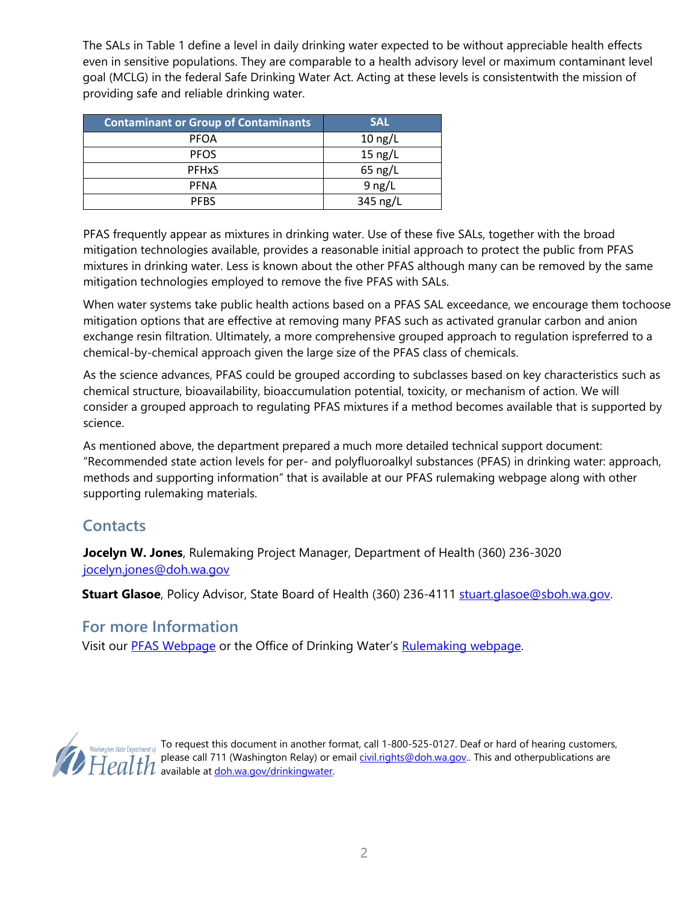The SALs in Table 1 define a level in daily drinking water expected to be without appreciable health effects even in sensitive populations. They are comparable to a health advisory level or maximum contaminant level goal (MCLG) in the federal Safe Drinking Water Act. Acting at these levels is consistentwith the mission of providing safe and reliable drinking water.

| Contaminant or Group of Contaminants | SAL |
|---|---|
| PFOA | 10 ng/L |
| PFOS | 15 ng/L |
| PFHxS | 65 ng/L |
| PFNA | 9 ng/L |
| PFBS | 345 ng/L |

PFAS frequently appear as mixtures in drinking water. Use of these five SALs, together with the broad mitigation technologies available, provides a reasonable initial approach to protect the public from PFAS mixtures in drinking water. Less is known about the other PFAS although many can be removed by the same mitigation technologies employed to remove the five PFAS with SALs.

When water systems take public health actions based on a PFAS SAL exceedance, we encourage them tochoose mitigation options that are effective at removing many PFAS such as activated granular carbon and anion exchange resin filtration. Ultimately, a more comprehensive grouped approach to regulation ispreferred to a chemical-by-chemical approach given the large size of the PFAS class of chemicals.

As the science advances, PFAS could be grouped according to subclasses based on key characteristics such as chemical structure, bioavailability, bioaccumulation potential, toxicity, or mechanism of action. We will consider a grouped approach to regulating PFAS mixtures if a method becomes available that is supported by science.

As mentioned above, the department prepared a much more detailed technical support document: “Recommended state action levels for per- and polyfluoroalkyl substances (PFAS) in drinking water: approach, methods and supporting information” that is available at our PFAS rulemaking webpage along with other supporting rulemaking materials.

## Contacts

**Jocelyn W. Jones**, Rulemaking Project Manager, Department of Health (360) 236-3020 jocelyn.jones@doh.wa.gov

**Stuart Glasoe**, Policy Advisor, State Board of Health (360) 236-4111 stuart.glasoe@sboh.wa.gov.

## For more Information

Visit our PFAS Webpage or the Office of Drinking Water’s Rulemaking webpage.

To request this document in another format, call 1-800-525-0127. Deaf or hard of hearing customers, please call 711 (Washington Relay) or email civil.rights@doh.wa.gov.. This and otherpublications are available at doh.wa.gov/drinkingwater.